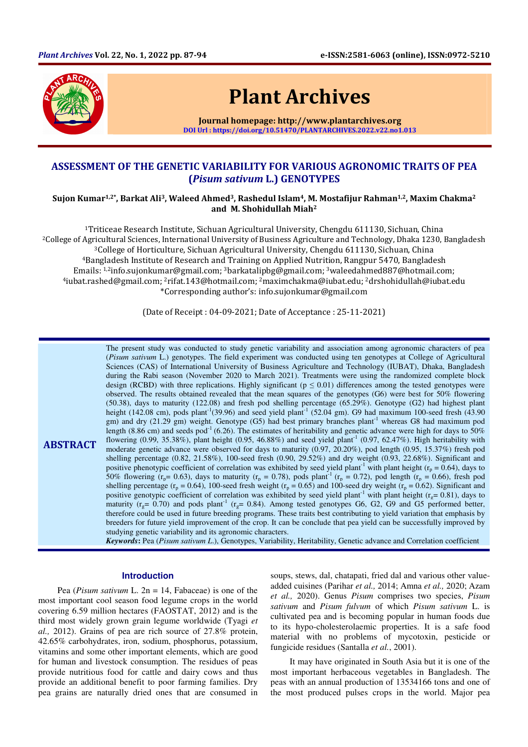# ASSESSMENT OF THE GENETIC VARIABILITY FOR VARIOUS AGRONOMIC TRAITS OF PEA (*Pisum sativum* L.) GENOTYPES

**Sujon Kumar[1,2*], Barkat Ali[3], Waleed Ahmed[3], Rashedul Islam[4], M. Mostafijur Rahman[1,2], Maxim Chakma[2] and M. Shohidullah Miah[2]**

[1]Triticeae Research Institute, Sichuan Agricultural University, Chengdu 611130, Sichuan, China
[2]College of Agricultural Sciences, International University of Business Agriculture and Technology, Dhaka 1230, Bangladesh
[3]College of Horticulture, Sichuan Agricultural University, Chengdu 611130, Sichuan, China
[4]Bangladesh Institute of Research and Training on Applied Nutrition, Rangpur 5470, Bangladesh
Emails: [1,2]info.sujonkumar@gmail.com; [3]barkatalipbg@gmail.com; [3]waleedahmed887@hotmail.com; [4]iubat.rashed@gmail.com; [2]rifat.143@hotmail.com; [2]maximchakma@iubat.edu; [2]drshohidullah@iubat.edu
*Corresponding author's: info.sujonkumar@gmail.com

(Date of Receipt : 04-09-2021; Date of Acceptance : 25-11-2021)

## ABSTRACT

The present study was conducted to study genetic variability and association among agronomic characters of pea (*Pisum sativum* L.) genotypes. The field experiment was conducted using ten genotypes at College of Agricultural Sciences (CAS) of International University of Business Agriculture and Technology (IUBAT), Dhaka, Bangladesh during the Rabi season (November 2020 to March 2021). Treatments were using the randomized complete block design (RCBD) with three replications. Highly significant ($p \leq 0.01$) differences among the tested genotypes were observed. The results obtained revealed that the mean squares of the genotypes (G6) were best for 50% flowering (50.38), days to maturity (122.08) and fresh pod shelling percentage (65.29%). Genotype (G2) had highest plant height (142.08 cm), pods plant$^{-1}$(39.96) and seed yield plant$^{-1}$ (52.04 gm). G9 had maximum 100-seed fresh (43.90 gm) and dry (21.29 gm) weight. Genotype (G5) had best primary branches plant$^{-1}$ whereas G8 had maximum pod length (8.86 cm) and seeds pod$^{-1}$ (6.26). The estimates of heritability and genetic advance were high for days to 50% flowering (0.99, 35.38%), plant height (0.95, 46.88%) and seed yield plant$^{-1}$ (0.97, 62.47%). High heritability with moderate genetic advance were observed for days to maturity (0.97, 20.20%), pod length (0.95, 15.37%) fresh pod shelling percentage (0.82, 21.58%), 100-seed fresh (0.90, 29.52%) and dry weight (0.93, 22.68%). Significant and positive phenotypic coefficient of correlation was exhibited by seed yield plant$^{-1}$ with plant height ($r_p = 0.64$), days to 50% flowering ($r_p = 0.63$), days to maturity ($r_p = 0.78$), pods plant$^{-1}$ ($r_p = 0.72$), pod length ($r_p = 0.66$), fresh pod shelling percentage ($r_p = 0.64$), 100-seed fresh weight ($r_p = 0.65$) and 100-seed dry weight ($r_p = 0.62$). Significant and positive genotypic coefficient of correlation was exhibited by seed yield plant$^{-1}$ with plant height ($r_g = 0.81$), days to maturity ($r_g = 0.70$) and pods plant$^{-1}$ ($r_g = 0.84$). Among tested genotypes G6, G2, G9 and G5 performed better, therefore could be used in future breeding programs. These traits best contributing to yield variation that emphasis by breeders for future yield improvement of the crop. It can be conclude that pea yield can be successfully improved by studying genetic variability and its agronomic characters.

***Keywords*:** Pea (*Pisum sativum L.*), Genotypes, Variability, Heritability, Genetic advance and Correlation coefficient

## Introduction

Pea (*Pisum sativum* L. 2n = 14, Fabaceae) is one of the most important cool season food legume crops in the world covering 6.59 million hectares (FAOSTAT, 2012) and is the third most widely grown grain legume worldwide (Tyagi *et al.,* 2012). Grains of pea are rich source of 27.8% protein, 42.65% carbohydrates, iron, sodium, phosphorus, potassium, vitamins and some other important elements, which are good for human and livestock consumption. The residues of peas provide nutritious food for cattle and dairy cows and thus provide an additional benefit to poor farming families. Dry pea grains are naturally dried ones that are consumed in soups, stews, dal, chatapati, fried dal and various other value-added cuisines (Parihar *et al.,* 2014; Amna *et al.,* 2020; Azam *et al.,* 2020). Genus *Pisum* comprises two species, *Pisum sativum* and *Pisum fulvum* of which *Pisum sativum* L. is cultivated pea and is becoming popular in human foods due to its hypo-cholesterolaemic properties. It is a safe food material with no problems of mycotoxin, pesticide or fungicide residues (Santalla *et al.*, 2001).

It may have originated in South Asia but it is one of the most important herbaceous vegetables in Bangladesh. The peas with an annual production of 13534166 tons and one of the most produced pulses crops in the world. Major pea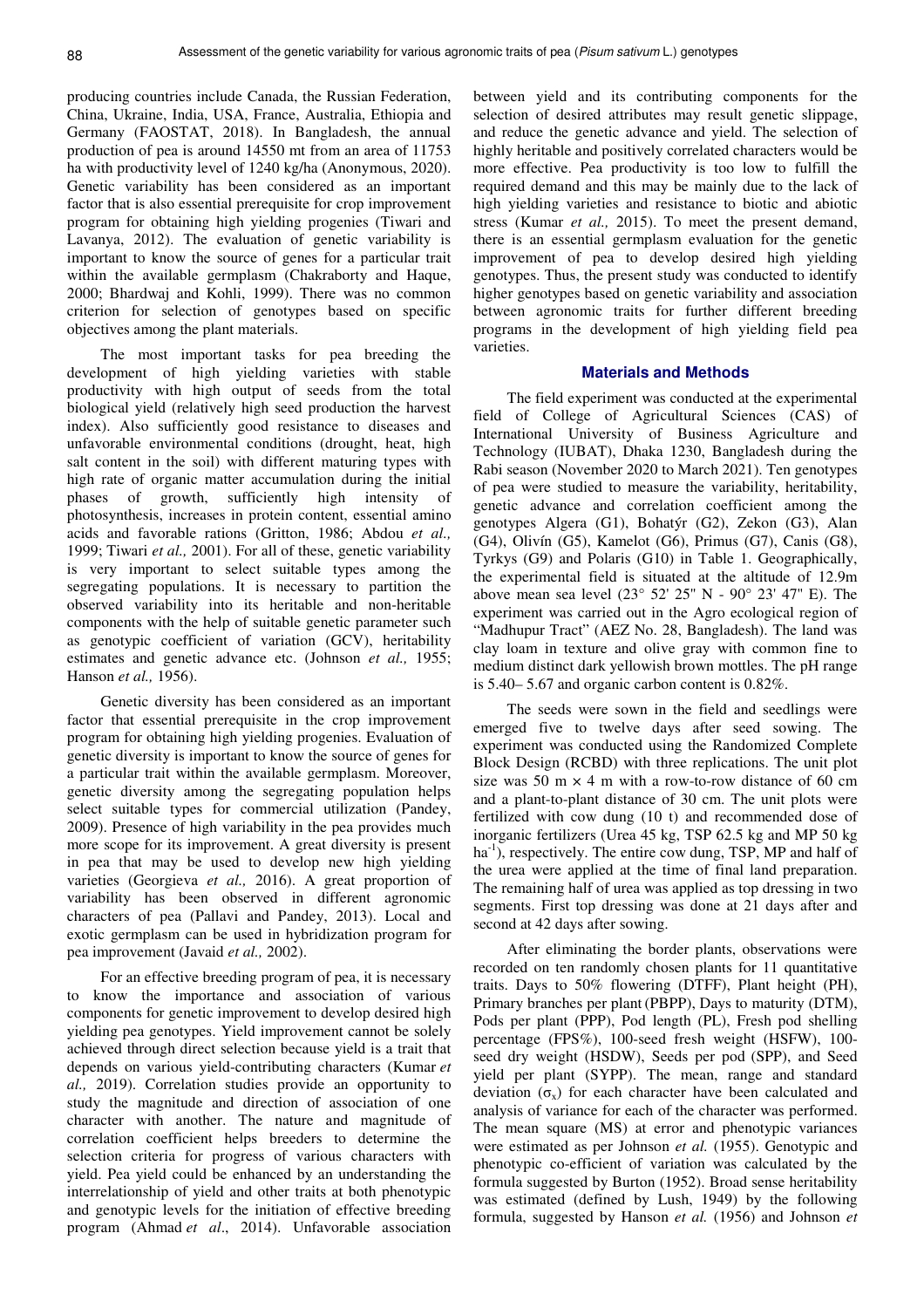producing countries include Canada, the Russian Federation, China, Ukraine, India, USA, France, Australia, Ethiopia and Germany (FAOSTAT, 2018). In Bangladesh, the annual production of pea is around 14550 mt from an area of 11753 ha with productivity level of 1240 kg/ha (Anonymous, 2020). Genetic variability has been considered as an important factor that is also essential prerequisite for crop improvement program for obtaining high yielding progenies (Tiwari and Lavanya, 2012). The evaluation of genetic variability is important to know the source of genes for a particular trait within the available germplasm (Chakraborty and Haque, 2000; Bhardwaj and Kohli, 1999). There was no common criterion for selection of genotypes based on specific objectives among the plant materials.

The most important tasks for pea breeding the development of high yielding varieties with stable productivity with high output of seeds from the total biological yield (relatively high seed production the harvest index). Also sufficiently good resistance to diseases and unfavorable environmental conditions (drought, heat, high salt content in the soil) with different maturing types with high rate of organic matter accumulation during the initial phases of growth, sufficiently high intensity of photosynthesis, increases in protein content, essential amino acids and favorable rations (Gritton, 1986; Abdou *et al.,* 1999; Tiwari *et al.,* 2001). For all of these, genetic variability is very important to select suitable types among the segregating populations. It is necessary to partition the observed variability into its heritable and non-heritable components with the help of suitable genetic parameter such as genotypic coefficient of variation (GCV), heritability estimates and genetic advance etc. (Johnson *et al.,* 1955; Hanson *et al.,* 1956).

Genetic diversity has been considered as an important factor that essential prerequisite in the crop improvement program for obtaining high yielding progenies. Evaluation of genetic diversity is important to know the source of genes for a particular trait within the available germplasm. Moreover, genetic diversity among the segregating population helps select suitable types for commercial utilization (Pandey, 2009). Presence of high variability in the pea provides much more scope for its improvement. A great diversity is present in pea that may be used to develop new high yielding varieties (Georgieva *et al.,* 2016). A great proportion of variability has been observed in different agronomic characters of pea (Pallavi and Pandey, 2013). Local and exotic germplasm can be used in hybridization program for pea improvement (Javaid *et al.,* 2002).

For an effective breeding program of pea, it is necessary to know the importance and association of various components for genetic improvement to develop desired high yielding pea genotypes. Yield improvement cannot be solely achieved through direct selection because yield is a trait that depends on various yield-contributing characters (Kumar *et al.,* 2019). Correlation studies provide an opportunity to study the magnitude and direction of association of one character with another. The nature and magnitude of correlation coefficient helps breeders to determine the selection criteria for progress of various characters with yield. Pea yield could be enhanced by an understanding the interrelationship of yield and other traits at both phenotypic and genotypic levels for the initiation of effective breeding program (Ahmad *et al*., 2014). Unfavorable association between yield and its contributing components for the selection of desired attributes may result genetic slippage, and reduce the genetic advance and yield. The selection of highly heritable and positively correlated characters would be more effective. Pea productivity is too low to fulfill the required demand and this may be mainly due to the lack of high yielding varieties and resistance to biotic and abiotic stress (Kumar *et al.,* 2015). To meet the present demand, there is an essential germplasm evaluation for the genetic improvement of pea to develop desired high yielding genotypes. Thus, the present study was conducted to identify higher genotypes based on genetic variability and association between agronomic traits for further different breeding programs in the development of high yielding field pea varieties.

## Materials and Methods

The field experiment was conducted at the experimental field of College of Agricultural Sciences (CAS) of International University of Business Agriculture and Technology (IUBAT), Dhaka 1230, Bangladesh during the Rabi season (November 2020 to March 2021). Ten genotypes of pea were studied to measure the variability, heritability, genetic advance and correlation coefficient among the genotypes Algera (G1), Bohatýr (G2), Zekon (G3), Alan (G4), Olivín (G5), Kamelot (G6), Primus (G7), Canis (G8), Tyrkys (G9) and Polaris (G10) in Table 1. Geographically, the experimental field is situated at the altitude of 12.9m above mean sea level (23° 52' 25" N - 90° 23' 47" E). The experiment was carried out in the Agro ecological region of "Madhupur Tract" (AEZ No. 28, Bangladesh). The land was clay loam in texture and olive gray with common fine to medium distinct dark yellowish brown mottles. The pH range is 5.40– 5.67 and organic carbon content is 0.82%.

The seeds were sown in the field and seedlings were emerged five to twelve days after seed sowing. The experiment was conducted using the Randomized Complete Block Design (RCBD) with three replications. The unit plot size was 50 m × 4 m with a row-to-row distance of 60 cm and a plant-to-plant distance of 30 cm. The unit plots were fertilized with cow dung (10 t) and recommended dose of inorganic fertilizers (Urea 45 kg, TSP 62.5 kg and MP 50 kg $ha^{-1}$), respectively. The entire cow dung, TSP, MP and half of the urea were applied at the time of final land preparation. The remaining half of urea was applied as top dressing in two segments. First top dressing was done at 21 days after and second at 42 days after sowing.

After eliminating the border plants, observations were recorded on ten randomly chosen plants for 11 quantitative traits. Days to 50% flowering (DTFF), Plant height (PH), Primary branches per plant (PBPP), Days to maturity (DTM), Pods per plant (PPP), Pod length (PL), Fresh pod shelling percentage (FPS%), 100-seed fresh weight (HSFW), 100-seed dry weight (HSDW), Seeds per pod (SPP), and Seed yield per plant (SYPP). The mean, range and standard deviation ($\sigma_x$) for each character have been calculated and analysis of variance for each of the character was performed. The mean square (MS) at error and phenotypic variances were estimated as per Johnson *et al.* (1955). Genotypic and phenotypic co-efficient of variation was calculated by the formula suggested by Burton (1952). Broad sense heritability was estimated (defined by Lush, 1949) by the following formula, suggested by Hanson *et al.* (1956) and Johnson *et*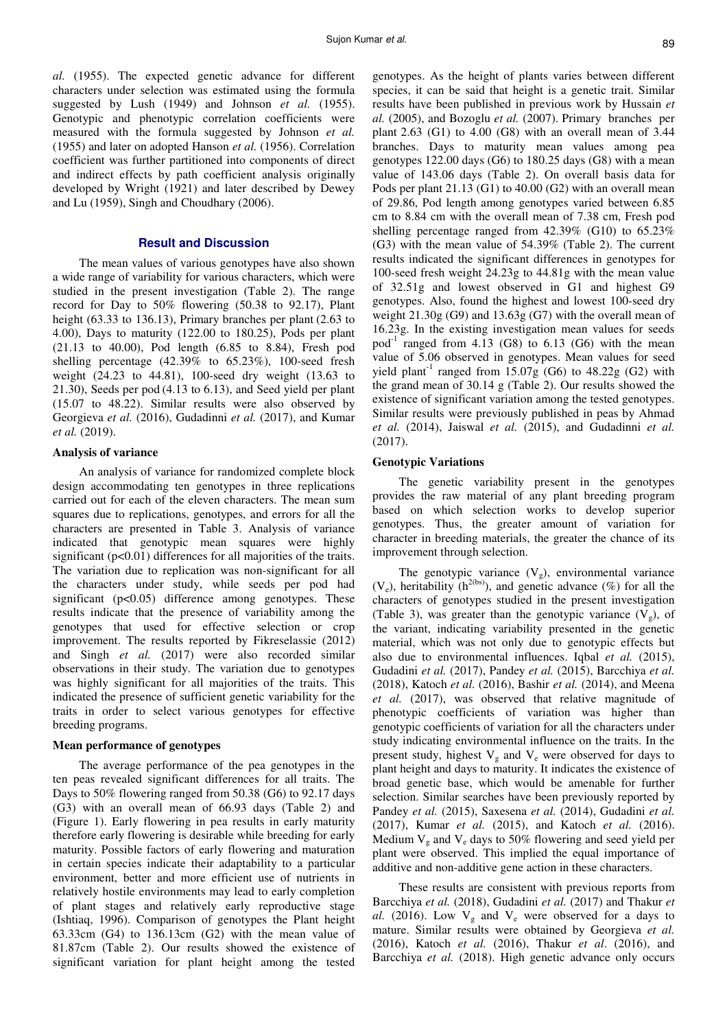*al.* (1955). The expected genetic advance for different characters under selection was estimated using the formula suggested by Lush (1949) and Johnson *et al.* (1955). Genotypic and phenotypic correlation coefficients were measured with the formula suggested by Johnson *et al.* (1955) and later on adopted Hanson *et al.* (1956). Correlation coefficient was further partitioned into components of direct and indirect effects by path coefficient analysis originally developed by Wright (1921) and later described by Dewey and Lu (1959), Singh and Choudhary (2006).

## Result and Discussion

The mean values of various genotypes have also shown a wide range of variability for various characters, which were studied in the present investigation (Table 2). The range record for Day to 50% flowering (50.38 to 92.17), Plant height (63.33 to 136.13), Primary branches per plant (2.63 to 4.00), Days to maturity (122.00 to 180.25), Pods per plant (21.13 to 40.00), Pod length (6.85 to 8.84), Fresh pod shelling percentage (42.39% to 65.23%), 100-seed fresh weight (24.23 to 44.81), 100-seed dry weight (13.63 to 21.30), Seeds per pod (4.13 to 6.13), and Seed yield per plant (15.07 to 48.22). Similar results were also observed by Georgieva *et al.* (2016), Gudadinni *et al.* (2017), and Kumar *et al.* (2019).

### Analysis of variance

An analysis of variance for randomized complete block design accommodating ten genotypes in three replications carried out for each of the eleven characters. The mean sum squares due to replications, genotypes, and errors for all the characters are presented in Table 3. Analysis of variance indicated that genotypic mean squares were highly significant ($p<0.01$) differences for all majorities of the traits. The variation due to replication was non-significant for all the characters under study, while seeds per pod had significant ($p<0.05$) difference among genotypes. These results indicate that the presence of variability among the genotypes that used for effective selection or crop improvement. The results reported by Fikreselassie (2012) and Singh *et al.* (2017) were also recorded similar observations in their study. The variation due to genotypes was highly significant for all majorities of the traits. This indicated the presence of sufficient genetic variability for the traits in order to select various genotypes for effective breeding programs.

### Mean performance of genotypes

The average performance of the pea genotypes in the ten peas revealed significant differences for all traits. The Days to 50% flowering ranged from 50.38 (G6) to 92.17 days (G3) with an overall mean of 66.93 days (Table 2) and (Figure 1). Early flowering in pea results in early maturity therefore early flowering is desirable while breeding for early maturity. Possible factors of early flowering and maturation in certain species indicate their adaptability to a particular environment, better and more efficient use of nutrients in relatively hostile environments may lead to early completion of plant stages and relatively early reproductive stage (Ishtiaq, 1996). Comparison of genotypes the Plant height 63.33cm (G4) to 136.13cm (G2) with the mean value of 81.87cm (Table 2). Our results showed the existence of significant variation for plant height among the tested genotypes. As the height of plants varies between different species, it can be said that height is a genetic trait. Similar results have been published in previous work by Hussain *et al.* (2005), and Bozoglu *et al.* (2007). Primary branches per plant 2.63 (G1) to 4.00 (G8) with an overall mean of 3.44 branches. Days to maturity mean values among pea genotypes 122.00 days (G6) to 180.25 days (G8) with a mean value of 143.06 days (Table 2). On overall basis data for Pods per plant 21.13 (G1) to 40.00 (G2) with an overall mean of 29.86, Pod length among genotypes varied between 6.85 cm to 8.84 cm with the overall mean of 7.38 cm, Fresh pod shelling percentage ranged from 42.39% (G10) to 65.23% (G3) with the mean value of 54.39% (Table 2). The current results indicated the significant differences in genotypes for 100-seed fresh weight 24.23g to 44.81g with the mean value of 32.51g and lowest observed in G1 and highest G9 genotypes. Also, found the highest and lowest 100-seed dry weight 21.30g (G9) and 13.63g (G7) with the overall mean of 16.23g. In the existing investigation mean values for seeds pod$^{-1}$ ranged from 4.13 (G8) to 6.13 (G6) with the mean value of 5.06 observed in genotypes. Mean values for seed yield plant$^{-1}$ ranged from 15.07g (G6) to 48.22g (G2) with the grand mean of 30.14 g (Table 2). Our results showed the existence of significant variation among the tested genotypes. Similar results were previously published in peas by Ahmad *et al.* (2014), Jaiswal *et al.* (2015), and Gudadinni *et al.* (2017).

### Genotypic Variations

The genetic variability present in the genotypes provides the raw material of any plant breeding program based on which selection works to develop superior genotypes. Thus, the greater amount of variation for character in breeding materials, the greater the chance of its improvement through selection.

The genotypic variance ($V_g$), environmental variance ($V_e$), heritability ($h^{2(bs)}$), and genetic advance (%) for all the characters of genotypes studied in the present investigation (Table 3), was greater than the genotypic variance ($V_g$), of the variant, indicating variability presented in the genetic material, which was not only due to genotypic effects but also due to environmental influences. Iqbal *et al.* (2015), Gudadini *et al.* (2017), Pandey *et al.* (2015), Barcchiya *et al.* (2018), Katoch *et al.* (2016), Bashir *et al.* (2014), and Meena *et al.* (2017), was observed that relative magnitude of phenotypic coefficients of variation was higher than genotypic coefficients of variation for all the characters under study indicating environmental influence on the traits. In the present study, highest $V_g$ and $V_e$ were observed for days to plant height and days to maturity. It indicates the existence of broad genetic base, which would be amenable for further selection. Similar searches have been previously reported by Pandey *et al.* (2015), Saxesena *et al.* (2014), Gudadini *et al.* (2017), Kumar *et al.* (2015), and Katoch *et al.* (2016). Medium $V_g$ and $V_e$ days to 50% flowering and seed yield per plant were observed. This implied the equal importance of additive and non-additive gene action in these characters.

These results are consistent with previous reports from Barcchiya *et al.* (2018), Gudadini *et al.* (2017) and Thakur *et al.* (2016). Low $V_g$ and $V_e$ were observed for a days to mature. Similar results were obtained by Georgieva *et al.* (2016), Katoch *et al.* (2016), Thakur *et al*. (2016), and Barcchiya *et al.* (2018). High genetic advance only occurs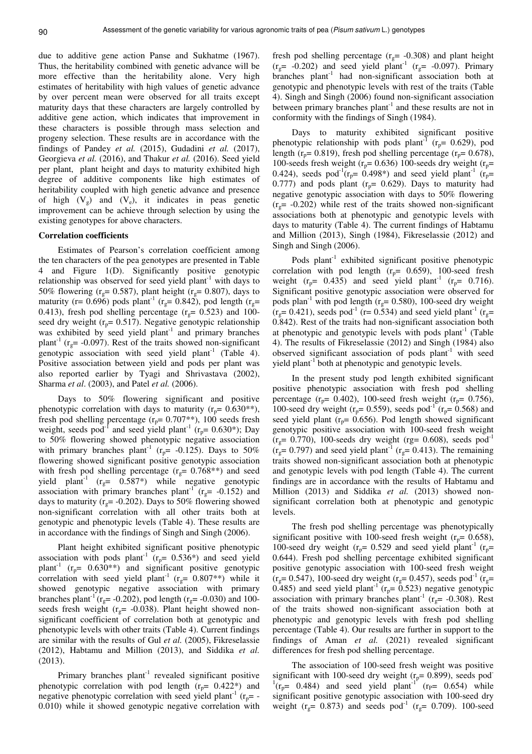due to additive gene action Panse and Sukhatme (1967). Thus, the heritability combined with genetic advance will be more effective than the heritability alone. Very high estimates of heritability with high values of genetic advance by over percent mean were observed for all traits except maturity days that these characters are largely controlled by additive gene action, which indicates that improvement in these characters is possible through mass selection and progeny selection. These results are in accordance with the findings of Pandey *et al.* (2015), Gudadini *et al.* (2017), Georgieva *et al.* (2016), and Thakur *et al.* (2016). Seed yield per plant, plant height and days to maturity exhibited high degree of additive components like high estimates of heritability coupled with high genetic advance and presence of high ($V_g$) and ($V_e$), it indicates in peas genetic improvement can be achieve through selection by using the existing genotypes for above characters.

### Correlation coefficients

Estimates of Pearson's correlation coefficient among the ten characters of the pea genotypes are presented in Table 4 and Figure 1(D). Significantly positive genotypic relationship was observed for seed yield plant$^{-1}$ with days to 50% flowering ($r_g$= 0.587), plant height ($r_g$= 0.807), days to maturity (r= 0.696) pods plant$^{-1}$ ($r_g$= 0.842), pod length ($r_g$= 0.413), fresh pod shelling percentage ($r_g$= 0.523) and 100-seed dry weight ($r_p$= 0.517). Negative genotypic relationship was exhibited by seed yield plant$^{-1}$ and primary branches plant$^{-1}$ ($r_g$= -0.097). Rest of the traits showed non-significant genotypic association with seed yield plant$^{-1}$ (Table 4). Positive association between yield and pods per plant was also reported earlier by Tyagi and Shrivastava (2002), Sharma *et al*. (2003), and Patel *et al.* (2006).

Days to 50% flowering significant and positive phenotypic correlation with days to maturity ($r_p$= 0.630**), fresh pod shelling percentage ($r_p$= 0.707**), 100 seeds fresh weight, seeds pod$^{-1}$ and seed yield plant$^{-1}$ ($r_p$= 0.630*); Day to 50% flowering showed phenotypic negative association with primary branches plant$^{-1}$ ($r_p$= -0.125). Days to 50% flowering showed significant positive genotypic association with fresh pod shelling percentage ($r_g$= 0.768**) and seed yield plant$^{-1}$ ($r_g$= 0.587*) while negative genotypic association with primary branches plant$^{-1}$ ($r_g$= -0.152) and days to maturity ($r_g$= -0.202). Days to 50% flowering showed non-significant correlation with all other traits both at genotypic and phenotypic levels (Table 4). These results are in accordance with the findings of Singh and Singh (2006).

Plant height exhibited significant positive phenotypic association with pods plant$^{-1}$ ($r_p$= 0.536*) and seed yield plant$^{-1}$ ($r_p$= 0.630**) and significant positive genotypic correlation with seed yield plant$^{-1}$ ($r_g$= 0.807**) while it showed genotypic negative association with primary branches plant$^{-1}$ ($r_g$= -0.202), pod length ($r_g$= -0.030) and 100-seeds fresh weight ($r_g$= -0.038). Plant height showed non-significant coefficient of correlation both at genotypic and phenotypic levels with other traits (Table 4). Current findings are similar with the results of Gul *et al.* (2005), Fikreselassie (2012), Habtamu and Million (2013), and Siddika *et al.* (2013).

Primary branches plant$^{-1}$ revealed significant positive phenotypic correlation with pod length ($r_p$= 0.422*) and negative phenotypic correlation with seed yield plant$^{-1}$ ($r_p$= -0.010) while it showed genotypic negative correlation with fresh pod shelling percentage ($r_g$= -0.308) and plant height ($r_g$= -0.202) and seed yield plant$^{-1}$ ($r_g$= -0.097). Primary branches plant$^{-1}$ had non-significant association both at genotypic and phenotypic levels with rest of the traits (Table 4). Singh and Singh (2006) found non-significant association between primary branches plant$^{-1}$ and these results are not in conformity with the findings of Singh (1984).

Days to maturity exhibited significant positive phenotypic relationship with pods plant$^{-1}$ ($r_p$= 0.629), pod length ($r_p$= 0.819), fresh pod shelling percentage ($r_p$= 0.678), 100-seeds fresh weight ($r_p$= 0.636) 100-seeds dry weight ($r_p$= 0.424), seeds pod$^{-1}$($r_p$= 0.498*) and seed yield plant$^{-1}$ ($r_p$= 0.777) and pods plant ($r_p$= 0.629). Days to maturity had negative genotypic association with days to 50% flowering ($r_g$= -0.202) while rest of the traits showed non-significant associations both at phenotypic and genotypic levels with days to maturity (Table 4). The current findings of Habtamu and Million (2013), Singh (1984), Fikreselassie (2012) and Singh and Singh (2006).

Pods plant$^{-1}$ exhibited significant positive phenotypic correlation with pod length ($r_p$= 0.659), 100-seed fresh weight ($r_p$= 0.435) and seed yield plant$^{-1}$ ($r_p$= 0.716). Significant positive genotypic association were observed for pods plan$^{-1}$ with pod length ($r_g$= 0.580), 100-seed dry weight ($r_g$= 0.421), seeds pod$^{-1}$ (r= 0.534) and seed yield plant$^{-1}$ ($r_g$= 0.842). Rest of the traits had non-significant association both at phenotypic and genotypic levels with pods plant$^{-1}$ (Table 4). The results of Fikreselassie (2012) and Singh (1984) also observed significant association of pods plant$^{-1}$ with seed yield plant$^{-1}$ both at phenotypic and genotypic levels.

In the present study pod length exhibited significant positive phenotypic association with fresh pod shelling percentage ($r_p$= 0.402), 100-seed fresh weight ($r_p$= 0.756), 100-seed dry weight ($r_p$= 0.559), seeds pod$^{-1}$ ($r_p$= 0.568) and seed yield plant ($r_p$= 0.656). Pod length showed significant genotypic positive association with 100-seed fresh weight ($r_g$= 0.770), 100-seeds dry weight (rg= 0.608), seeds pod$^{-1}$ ($r_g$= 0.797) and seed yield plant$^{-1}$ ($r_g$= 0.413). The remaining traits showed non-significant association both at phenotypic and genotypic levels with pod length (Table 4). The current findings are in accordance with the results of Habtamu and Million (2013) and Siddika *et al.* (2013) showed non-significant correlation both at phenotypic and genotypic levels.

The fresh pod shelling percentage was phenotypically significant positive with 100-seed fresh weight ($r_p$= 0.658), 100-seed dry weight ($r_p$= 0.529 and seed yield plant$^{-1}$ ($r_p$= 0.644). Fresh pod shelling percentage exhibited significant positive genotypic association with 100-seed fresh weight ($r_g$= 0.547), 100-seed dry weight ($r_g$= 0.457), seeds pod$^{-1}$ ($r_g$= 0.485) and seed yield plant$^{-1}$ ($r_p$= 0.523) negative genotypic association with primary branches plant$^{-1}$ ($r_g$= -0.308). Rest of the traits showed non-significant association both at phenotypic and genotypic levels with fresh pod shelling percentage (Table 4). Our results are further in support to the findings of Aman *et al.* (2021) revealed significant differences for fresh pod shelling percentage.

The association of 100-seed fresh weight was positive significant with 100-seed dry weight ($r_p$= 0.899), seeds pod$^{-1}$($r_p$= 0.484) and seed yield plant$^{-1}$ ($r_P$= 0.654) while significant positive genotypic association with 100-seed dry weight ($r_g$= 0.873) and seeds pod$^{-1}$ ($r_g$= 0.709). 100-seed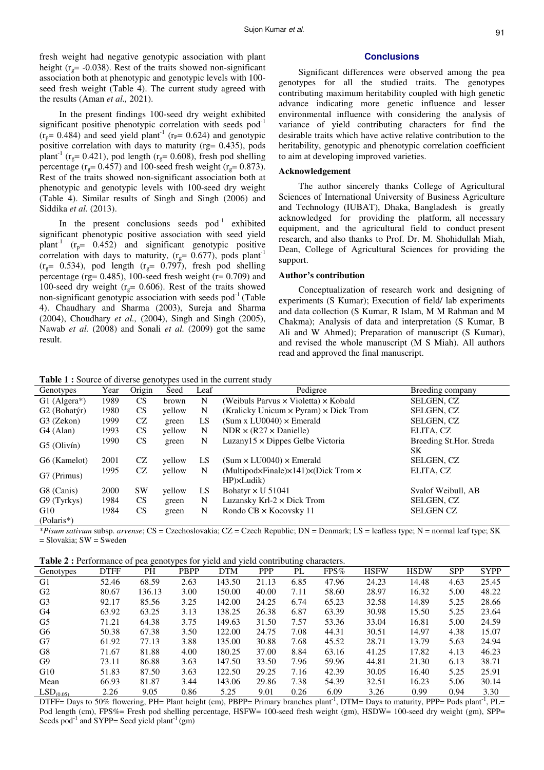fresh weight had negative genotypic association with plant height ($r_g$= -0.038). Rest of the traits showed non-significant association both at phenotypic and genotypic levels with 100-seed fresh weight (Table 4). The current study agreed with the results (Aman *et al.,* 2021).

In the present findings 100-seed dry weight exhibited significant positive phenotypic correlation with seeds pod$^{-1}$ ($r_p$= 0.484) and seed yield plant$^{-1}$ ($r_P$= 0.624) and genotypic positive correlation with days to maturity (rg= 0.435), pods plant$^{-1}$ ($r_g$= 0.421), pod length ($r_g$= 0.608), fresh pod shelling percentage ($r_g$= 0.457) and 100-seed fresh weight ($r_g$= 0.873). Rest of the traits showed non-significant association both at phenotypic and genotypic levels with 100-seed dry weight (Table 4). Similar results of Singh and Singh (2006) and Siddika *et al.* (2013).

In the present conclusions seeds pod$^{-1}$ exhibited significant phenotypic positive association with seed yield plant$^{-1}$ ($r_p$= 0.452) and significant genotypic positive correlation with days to maturity, ($r_g$= 0.677), pods plant$^{-1}$ ($r_g$= 0.534), pod length ($r_g$= 0.797), fresh pod shelling percentage (rg= 0.485), 100-seed fresh weight (r= 0.709) and 100-seed dry weight ($r_g$= 0.606). Rest of the traits showed non-significant genotypic association with seeds pod$^{-1}$ (Table 4). Chaudhary and Sharma (2003), Sureja and Sharma (2004), Choudhary *et al.,* (2004), Singh and Singh (2005), Nawab *et al.* (2008) and Sonali *et al.* (2009) got the same result.

## Conclusions

Significant differences were observed among the pea genotypes for all the studied traits. The genotypes contributing maximum heritability coupled with high genetic advance indicating more genetic influence and lesser environmental influence with considering the analysis of variance of yield contributing characters for find the desirable traits which have active relative contribution to the heritability, genotypic and phenotypic correlation coefficient to aim at developing improved varieties.

### Acknowledgement

The author sincerely thanks College of Agricultural Sciences of International University of Business Agriculture and Technology (IUBAT), Dhaka, Bangladesh is greatly acknowledged for providing the platform, all necessary equipment, and the agricultural field to conduct present research, and also thanks to Prof. Dr. M. Shohidullah Miah, Dean, College of Agricultural Sciences for providing the support.

### Author's contribution

Conceptualization of research work and designing of experiments (S Kumar); Execution of field/ lab experiments and data collection (S Kumar, R Islam, M M Rahman and M Chakma); Analysis of data and interpretation (S Kumar, B Ali and W Ahmed); Preparation of manuscript (S Kumar), and revised the whole manuscript (M S Miah). All authors read and approved the final manuscript.

**Table 1 :** Source of diverse genotypes used in the current study

| Genotypes | Year | Origin | Seed | Leaf | Pedigree | Breeding company |
|---|---|---|---|---|---|---|
| G1 (Algera*) | 1989 | CS | brown | N | (Weibuls Parvus × Violetta) × Kobald | SELGEN, CZ |
| G2 (Bohatýr) | 1980 | CS | yellow | N | (Kralicky Unicum × Pyram) × Dick Trom | SELGEN, CZ |
| G3 (Zekon) | 1999 | CZ | green | LS | (Sum x LU0040) × Emerald | SELGEN, CZ |
| G4 (Alan) | 1993 | CS | yellow | N | NDR × (R27 × Danielle) | ELITA, CZ |
| G5 (Olivín) | 1990 | CS | green | N | Luzany15 × Dippes Gelbe Victoria | Breeding St.Hor. Streda SK |
| G6 (Kamelot) | 2001 | CZ | yellow | LS | (Sum × LU0040) × Emerald | SELGEN, CZ |
| G7 (Primus) | 1995 | CZ | yellow | N | (Multipod×Finale)×141)×(Dick Trom × HP)×Ludik) | ELITA, CZ |
| G8 (Canis) | 2000 | SW | yellow | LS | Bohatyr × U 51041 | Svalof Weibull, AB |
| G9 (Tyrkys) | 1984 | CS | green | N | Luzansky Krl-2 × Dick Trom | SELGEN, CZ |
| G10 (Polaris*) | 1984 | CS | green | N | Rondo CB × Kocovsky 11 | SELGEN CZ |

\**Pisum sativum* subsp. *arvense*; CS = Czechoslovakia; CZ = Czech Republic; DN = Denmark; LS = leafless type; N = normal leaf type; SK = Slovakia; SW = Sweden

**Table 2 :** Performance of pea genotypes for yield and yield contributing characters.

| Genotypes | DTFF | PH | PBPP | DTM | PPP | PL | FPS% | HSFW | HSDW | SPP | SYPP |
|---|---|---|---|---|---|---|---|---|---|---|---|
| G1 | 52.46 | 68.59 | 2.63 | 143.50 | 21.13 | 6.85 | 47.96 | 24.23 | 14.48 | 4.63 | 25.45 |
| G2 | 80.67 | 136.13 | 3.00 | 150.00 | 40.00 | 7.11 | 58.60 | 28.97 | 16.32 | 5.00 | 48.22 |
| G3 | 92.17 | 85.56 | 3.25 | 142.00 | 24.25 | 6.74 | 65.23 | 32.58 | 14.89 | 5.25 | 28.66 |
| G4 | 63.92 | 63.25 | 3.13 | 138.25 | 26.38 | 6.87 | 63.39 | 30.98 | 15.50 | 5.25 | 23.64 |
| G5 | 71.21 | 64.38 | 3.75 | 149.63 | 31.50 | 7.57 | 53.36 | 33.04 | 16.81 | 5.00 | 24.59 |
| G6 | 50.38 | 67.38 | 3.50 | 122.00 | 24.75 | 7.08 | 44.31 | 30.51 | 14.97 | 4.38 | 15.07 |
| G7 | 61.92 | 77.13 | 3.88 | 135.00 | 30.88 | 7.68 | 45.52 | 28.71 | 13.79 | 5.63 | 24.94 |
| G8 | 71.67 | 81.88 | 4.00 | 180.25 | 37.00 | 8.84 | 63.16 | 41.25 | 17.82 | 4.13 | 46.23 |
| G9 | 73.11 | 86.88 | 3.63 | 147.50 | 33.50 | 7.96 | 59.96 | 44.81 | 21.30 | 6.13 | 38.71 |
| G10 | 51.83 | 87.50 | 3.63 | 122.50 | 29.25 | 7.16 | 42.39 | 30.05 | 16.40 | 5.25 | 25.91 |
| Mean | 66.93 | 81.87 | 3.44 | 143.06 | 29.86 | 7.38 | 54.39 | 32.51 | 16.23 | 5.06 | 30.14 |
| $LSD_{(0.05)}$ | 2.26 | 9.05 | 0.86 | 5.25 | 9.01 | 0.26 | 6.09 | 3.26 | 0.99 | 0.94 | 3.30 |

DTFF= Days to 50% flowering, PH= Plant height (cm), PBPP= Primary branches plant$^{-1}$, DTM= Days to maturity, PPP= Pods plant$^{-1}$, PL= Pod length (cm), FPS%= Fresh pod shelling percentage, HSFW= 100-seed fresh weight (gm), HSDW= 100-seed dry weight (gm), SPP= Seeds pod$^{-1}$ and SYPP= Seed yield plant$^{-1}$ (gm)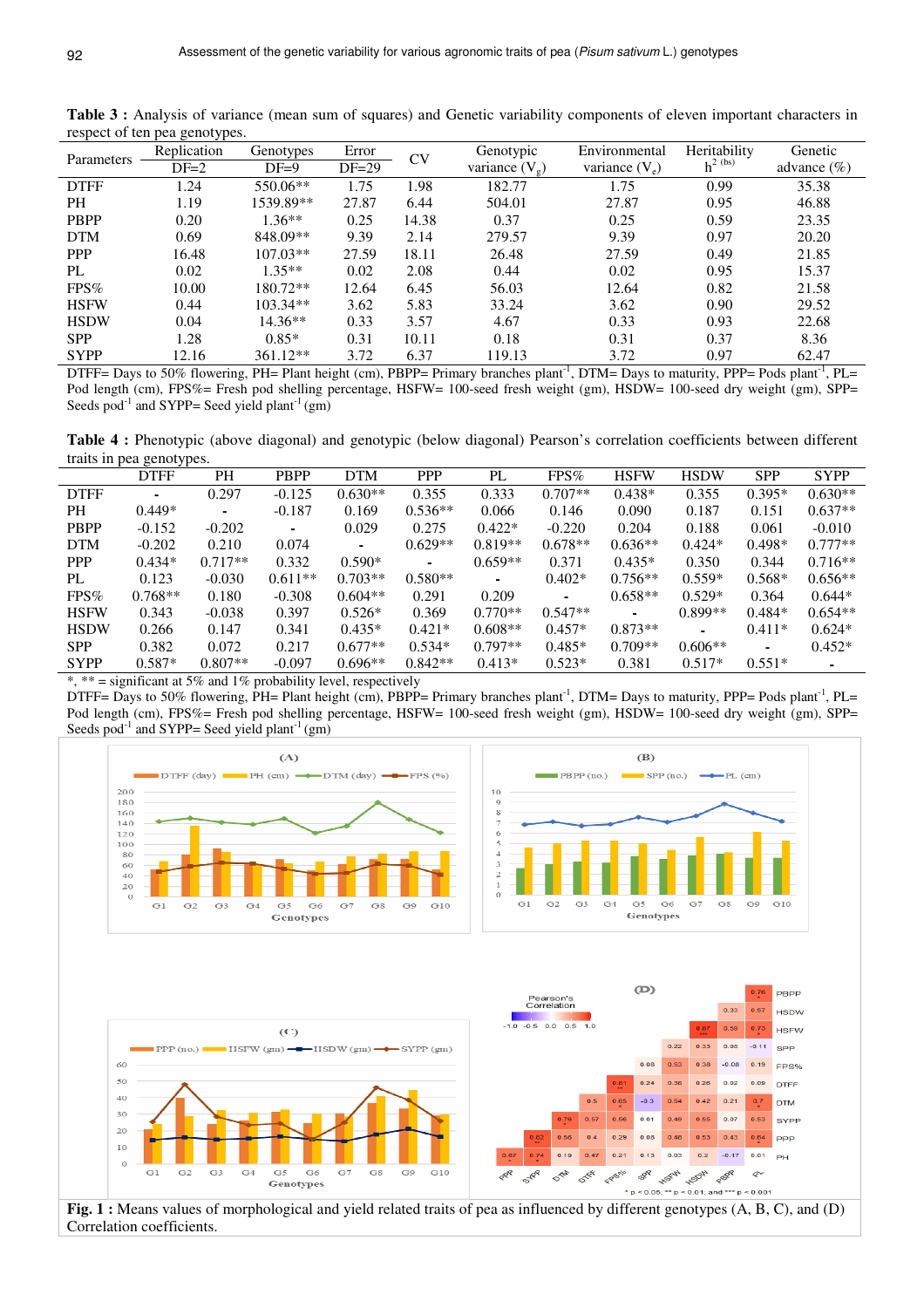**Table 3 :** Analysis of variance (mean sum of squares) and Genetic variability components of eleven important characters in respect of ten pea genotypes.

| Parameters | Replication DF=2 | Genotypes DF=9 | Error DF=29 | CV | Genotypic variance ($V_g$) | Environmental variance ($V_e$) | Heritability $h^2$ (bs) | Genetic advance (%) |
|---|---|---|---|---|---|---|---|---|
| DTFF | 1.24 | 550.06** | 1.75 | 1.98 | 182.77 | 1.75 | 0.99 | 35.38 |
| PH | 1.19 | 1539.89** | 27.87 | 6.44 | 504.01 | 27.87 | 0.95 | 46.88 |
| PBPP | 0.20 | 1.36** | 0.25 | 14.38 | 0.37 | 0.25 | 0.59 | 23.35 |
| DTM | 0.69 | 848.09** | 9.39 | 2.14 | 279.57 | 9.39 | 0.97 | 20.20 |
| PPP | 16.48 | 107.03** | 27.59 | 18.11 | 26.48 | 27.59 | 0.49 | 21.85 |
| PL | 0.02 | 1.35** | 0.02 | 2.08 | 0.44 | 0.02 | 0.95 | 15.37 |
| FPS% | 10.00 | 180.72** | 12.64 | 6.45 | 56.03 | 12.64 | 0.82 | 21.58 |
| HSFW | 0.44 | 103.34** | 3.62 | 5.83 | 33.24 | 3.62 | 0.90 | 29.52 |
| HSDW | 0.04 | 14.36** | 0.33 | 3.57 | 4.67 | 0.33 | 0.93 | 22.68 |
| SPP | 1.28 | 0.85* | 0.31 | 10.11 | 0.18 | 0.31 | 0.37 | 8.36 |
| SYPP | 12.16 | 361.12** | 3.72 | 6.37 | 119.13 | 3.72 | 0.97 | 62.47 |

DTFF= Days to 50% flowering, PH= Plant height (cm), PBPP= Primary branches plant$^{-1}$, DTM= Days to maturity, PPP= Pods plant$^{-1}$, PL= Pod length (cm), FPS%= Fresh pod shelling percentage, HSFW= 100-seed fresh weight (gm), HSDW= 100-seed dry weight (gm), SPP= Seeds pod$^{-1}$ and SYPP= Seed yield plant$^{-1}$ (gm)

**Table 4 :** Phenotypic (above diagonal) and genotypic (below diagonal) Pearson's correlation coefficients between different traits in pea genotypes.

| | DTFF | PH | PBPP | DTM | PPP | PL | FPS% | HSFW | HSDW | SPP | SYPP |
|---|---|---|---|---|---|---|---|---|---|---|---|
| DTFF | - | 0.297 | -0.125 | 0.630** | 0.355 | 0.333 | 0.707** | 0.438* | 0.355 | 0.395* | 0.630** |
| PH | 0.449* | - | -0.187 | 0.169 | 0.536** | 0.066 | 0.146 | 0.090 | 0.187 | 0.151 | 0.637** |
| PBPP | -0.152 | -0.202 | - | 0.029 | 0.275 | 0.422* | -0.220 | 0.204 | 0.188 | 0.061 | -0.010 |
| DTM | -0.202 | 0.210 | 0.074 | - | 0.629** | 0.819** | 0.678** | 0.636** | 0.424* | 0.498* | 0.777** |
| PPP | 0.434* | 0.717** | 0.332 | 0.590* | - | 0.659** | 0.371 | 0.435* | 0.350 | 0.344 | 0.716** |
| PL | 0.123 | -0.030 | 0.611** | 0.703** | 0.580** | - | 0.402* | 0.756** | 0.559* | 0.568* | 0.656** |
| FPS% | 0.768** | 0.180 | -0.308 | 0.604** | 0.291 | 0.209 | - | 0.658** | 0.529* | 0.364 | 0.644* |
| HSFW | 0.343 | -0.038 | 0.397 | 0.526* | 0.369 | 0.770** | 0.547** | - | 0.899** | 0.484* | 0.654** |
| HSDW | 0.266 | 0.147 | 0.341 | 0.435* | 0.421* | 0.608** | 0.457* | 0.873** | - | 0.411* | 0.624* |
| SPP | 0.382 | 0.072 | 0.217 | 0.677** | 0.534* | 0.797** | 0.485* | 0.709** | 0.606** | - | 0.452* |
| SYPP | 0.587* | 0.807** | -0.097 | 0.696** | 0.842** | 0.413* | 0.523* | 0.381 | 0.517* | 0.551* | - |

*, ** = significant at 5% and 1% probability level, respectively

DTFF= Days to 50% flowering, PH= Plant height (cm), PBPP= Primary branches plant$^{-1}$, DTM= Days to maturity, PPP= Pods plant$^{-1}$, PL= Pod length (cm), FPS%= Fresh pod shelling percentage, HSFW= 100-seed fresh weight (gm), HSDW= 100-seed dry weight (gm), SPP= Seeds pod$^{-1}$ and SYPP= Seed yield plant$^{-1}$ (gm)

**Fig. 1 :** Means values of morphological and yield related traits of pea as influenced by different genotypes (A, B, C), and (D) Correlation coefficients.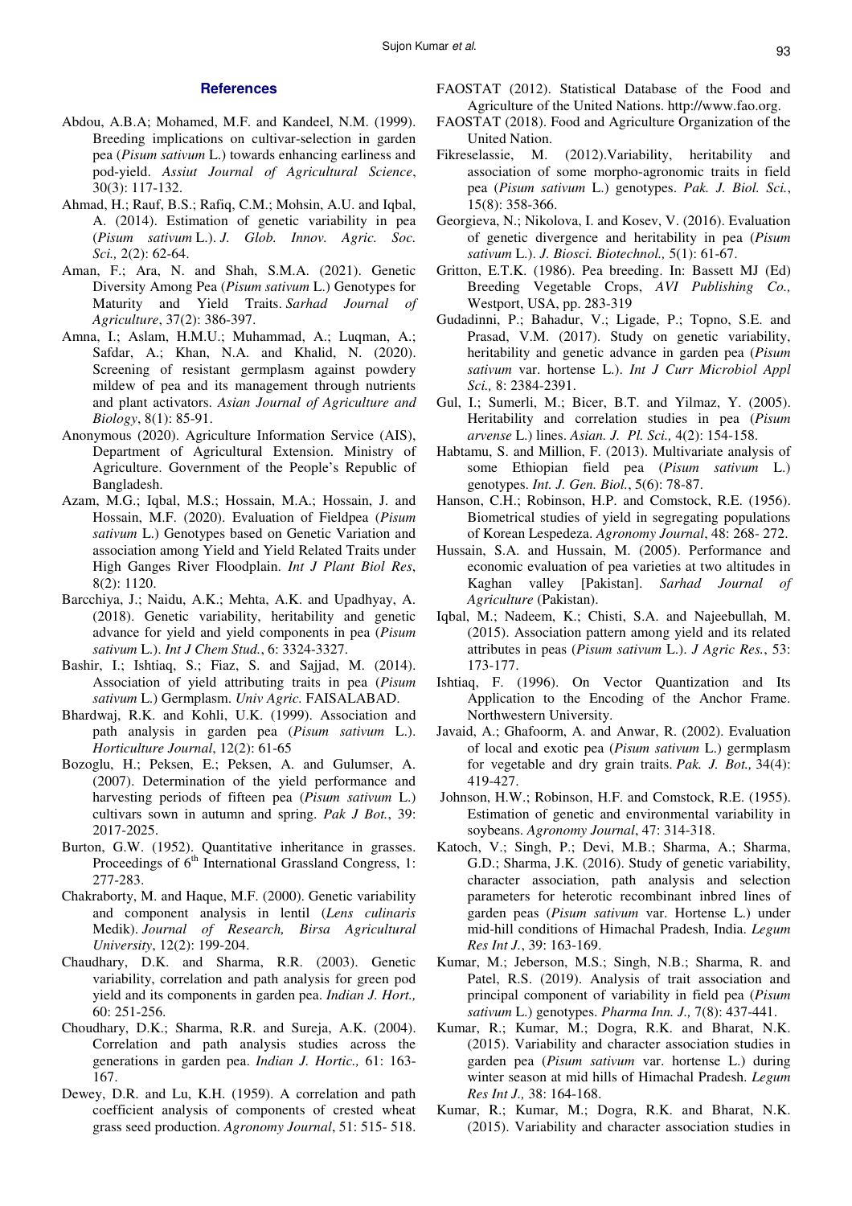## References

Abdou, A.B.A; Mohamed, M.F. and Kandeel, N.M. (1999). Breeding implications on cultivar-selection in garden pea (*Pisum sativum* L.) towards enhancing earliness and pod-yield. *Assiut Journal of Agricultural Science*, 30(3): 117-132.

Ahmad, H.; Rauf, B.S.; Rafiq, C.M.; Mohsin, A.U. and Iqbal, A. (2014). Estimation of genetic variability in pea (*Pisum sativum* L.). *J. Glob. Innov. Agric. Soc. Sci.,* 2(2): 62-64.

Aman, F.; Ara, N. and Shah, S.M.A. (2021). Genetic Diversity Among Pea (*Pisum sativum* L.) Genotypes for Maturity and Yield Traits. *Sarhad Journal of Agriculture*, 37(2): 386-397.

Amna, I.; Aslam, H.M.U.; Muhammad, A.; Luqman, A.; Safdar, A.; Khan, N.A. and Khalid, N. (2020). Screening of resistant germplasm against powdery mildew of pea and its management through nutrients and plant activators. *Asian Journal of Agriculture and Biology*, 8(1): 85-91.

Anonymous (2020). Agriculture Information Service (AIS), Department of Agricultural Extension. Ministry of Agriculture. Government of the People's Republic of Bangladesh.

Azam, M.G.; Iqbal, M.S.; Hossain, M.A.; Hossain, J. and Hossain, M.F. (2020). Evaluation of Fieldpea (*Pisum sativum* L.) Genotypes based on Genetic Variation and association among Yield and Yield Related Traits under High Ganges River Floodplain. *Int J Plant Biol Res*, 8(2): 1120.

Barcchiya, J.; Naidu, A.K.; Mehta, A.K. and Upadhyay, A. (2018). Genetic variability, heritability and genetic advance for yield and yield components in pea (*Pisum sativum* L.). *Int J Chem Stud.*, 6: 3324-3327.

Bashir, I.; Ishtiaq, S.; Fiaz, S. and Sajjad, M. (2014). Association of yield attributing traits in pea (*Pisum sativum* L.) Germplasm. *Univ Agric.* FAISALABAD.

Bhardwaj, R.K. and Kohli, U.K. (1999). Association and path analysis in garden pea (*Pisum sativum* L.). *Horticulture Journal*, 12(2): 61-65

Bozoglu, H.; Peksen, E.; Peksen, A. and Gulumser, A. (2007). Determination of the yield performance and harvesting periods of fifteen pea (*Pisum sativum* L.) cultivars sown in autumn and spring. *Pak J Bot.*, 39: 2017-2025.

Burton, G.W. (1952). Quantitative inheritance in grasses. Proceedings of 6$^{th}$ International Grassland Congress, 1: 277-283.

Chakraborty, M. and Haque, M.F. (2000). Genetic variability and component analysis in lentil (*Lens culinaris* Medik). *Journal of Research, Birsa Agricultural University*, 12(2): 199-204.

Chaudhary, D.K. and Sharma, R.R. (2003). Genetic variability, correlation and path analysis for green pod yield and its components in garden pea. *Indian J. Hort.,* 60: 251-256.

Choudhary, D.K.; Sharma, R.R. and Sureja, A.K. (2004). Correlation and path analysis studies across the generations in garden pea. *Indian J. Hortic.,* 61: 163-167.

Dewey, D.R. and Lu, K.H. (1959). A correlation and path coefficient analysis of components of crested wheat grass seed production. *Agronomy Journal*, 51: 515- 518.

FAOSTAT (2012). Statistical Database of the Food and Agriculture of the United Nations. http://www.fao.org.

FAOSTAT (2018). Food and Agriculture Organization of the United Nation.

Fikreselassie, M. (2012).Variability, heritability and association of some morpho-agronomic traits in field pea (*Pisum sativum* L.) genotypes. *Pak. J. Biol. Sci.*, 15(8): 358-366.

Georgieva, N.; Nikolova, I. and Kosev, V. (2016). Evaluation of genetic divergence and heritability in pea (*Pisum sativum* L.). *J. Biosci. Biotechnol.,* 5(1): 61-67.

Gritton, E.T.K. (1986). Pea breeding. In: Bassett MJ (Ed) Breeding Vegetable Crops, *AVI Publishing Co.,* Westport, USA, pp. 283-319

Gudadinni, P.; Bahadur, V.; Ligade, P.; Topno, S.E. and Prasad, V.M. (2017). Study on genetic variability, heritability and genetic advance in garden pea (*Pisum sativum* var. hortense L.). *Int J Curr Microbiol Appl Sci.,* 8: 2384-2391.

Gul, I.; Sumerli, M.; Bicer, B.T. and Yilmaz, Y. (2005). Heritability and correlation studies in pea (*Pisum arvense* L.) lines. *Asian. J. Pl. Sci.,* 4(2): 154-158.

Habtamu, S. and Million, F. (2013). Multivariate analysis of some Ethiopian field pea (*Pisum sativum* L.) genotypes. *Int. J. Gen. Biol.*, 5(6): 78-87.

Hanson, C.H.; Robinson, H.P. and Comstock, R.E. (1956). Biometrical studies of yield in segregating populations of Korean Lespedeza. *Agronomy Journal*, 48: 268- 272.

Hussain, S.A. and Hussain, M. (2005). Performance and economic evaluation of pea varieties at two altitudes in Kaghan valley [Pakistan]. *Sarhad Journal of Agriculture* (Pakistan).

Iqbal, M.; Nadeem, K.; Chisti, S.A. and Najeebullah, M. (2015). Association pattern among yield and its related attributes in peas (*Pisum sativum* L.). *J Agric Res.*, 53: 173-177.

Ishtiaq, F. (1996). On Vector Quantization and Its Application to the Encoding of the Anchor Frame. Northwestern University.

Javaid, A.; Ghafoorm, A. and Anwar, R. (2002). Evaluation of local and exotic pea (*Pisum sativum* L.) germplasm for vegetable and dry grain traits. *Pak. J. Bot.,* 34(4): 419-427.

Johnson, H.W.; Robinson, H.F. and Comstock, R.E. (1955). Estimation of genetic and environmental variability in soybeans. *Agronomy Journal*, 47: 314-318.

Katoch, V.; Singh, P.; Devi, M.B.; Sharma, A.; Sharma, G.D.; Sharma, J.K. (2016). Study of genetic variability, character association, path analysis and selection parameters for heterotic recombinant inbred lines of garden peas (*Pisum sativum* var. Hortense L.) under mid-hill conditions of Himachal Pradesh, India. *Legum Res Int J.*, 39: 163-169.

Kumar, M.; Jeberson, M.S.; Singh, N.B.; Sharma, R. and Patel, R.S. (2019). Analysis of trait association and principal component of variability in field pea (*Pisum sativum* L.) genotypes. *Pharma Inn. J.,* 7(8): 437-441.

Kumar, R.; Kumar, M.; Dogra, R.K. and Bharat, N.K. (2015). Variability and character association studies in garden pea (*Pisum sativum* var. hortense L.) during winter season at mid hills of Himachal Pradesh. *Legum Res Int J.,* 38: 164-168.

Kumar, R.; Kumar, M.; Dogra, R.K. and Bharat, N.K. (2015). Variability and character association studies in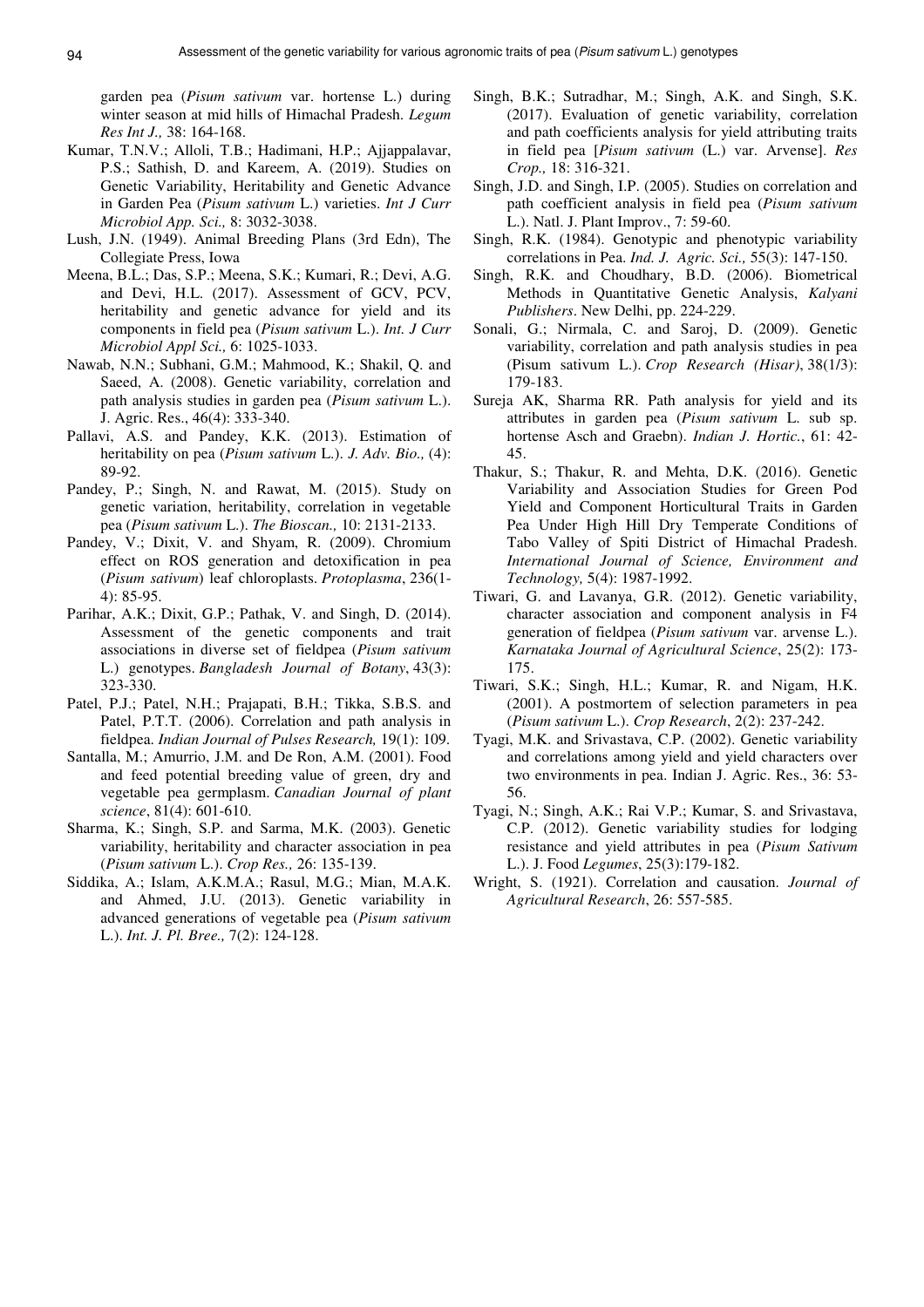garden pea (*Pisum sativum* var. hortense L.) during winter season at mid hills of Himachal Pradesh. *Legum Res Int J.,* 38: 164-168.

Kumar, T.N.V.; Alloli, T.B.; Hadimani, H.P.; Ajjappalavar, P.S.; Sathish, D. and Kareem, A. (2019). Studies on Genetic Variability, Heritability and Genetic Advance in Garden Pea (*Pisum sativum* L.) varieties. *Int J Curr Microbiol App. Sci.,* 8: 3032-3038.

Lush, J.N. (1949). Animal Breeding Plans (3rd Edn), The Collegiate Press, Iowa

Meena, B.L.; Das, S.P.; Meena, S.K.; Kumari, R.; Devi, A.G. and Devi, H.L. (2017). Assessment of GCV, PCV, heritability and genetic advance for yield and its components in field pea (*Pisum sativum* L.). *Int. J Curr Microbiol Appl Sci.,* 6: 1025-1033.

Nawab, N.N.; Subhani, G.M.; Mahmood, K.; Shakil, Q. and Saeed, A. (2008). Genetic variability, correlation and path analysis studies in garden pea (*Pisum sativum* L.). J. Agric. Res., 46(4): 333-340.

Pallavi, A.S. and Pandey, K.K. (2013). Estimation of heritability on pea (*Pisum sativum* L.). *J. Adv. Bio.,* (4): 89-92.

Pandey, P.; Singh, N. and Rawat, M. (2015). Study on genetic variation, heritability, correlation in vegetable pea (*Pisum sativum* L.). *The Bioscan.,* 10: 2131-2133.

Pandey, V.; Dixit, V. and Shyam, R. (2009). Chromium effect on ROS generation and detoxification in pea (*Pisum sativum*) leaf chloroplasts. *Protoplasma*, 236(1-4): 85-95.

Parihar, A.K.; Dixit, G.P.; Pathak, V. and Singh, D. (2014). Assessment of the genetic components and trait associations in diverse set of fieldpea (*Pisum sativum* L.) genotypes. *Bangladesh Journal of Botany*, 43(3): 323-330.

Patel, P.J.; Patel, N.H.; Prajapati, B.H.; Tikka, S.B.S. and Patel, P.T.T. (2006). Correlation and path analysis in fieldpea. *Indian Journal of Pulses Research,* 19(1): 109.

Santalla, M.; Amurrio, J.M. and De Ron, A.M. (2001). Food and feed potential breeding value of green, dry and vegetable pea germplasm. *Canadian Journal of plant science*, 81(4): 601-610.

Sharma, K.; Singh, S.P. and Sarma, M.K. (2003). Genetic variability, heritability and character association in pea (*Pisum sativum* L.). *Crop Res.,* 26: 135-139.

Siddika, A.; Islam, A.K.M.A.; Rasul, M.G.; Mian, M.A.K. and Ahmed, J.U. (2013). Genetic variability in advanced generations of vegetable pea (*Pisum sativum* L.). *Int. J. Pl. Bree.,* 7(2): 124-128.

Singh, B.K.; Sutradhar, M.; Singh, A.K. and Singh, S.K. (2017). Evaluation of genetic variability, correlation and path coefficients analysis for yield attributing traits in field pea [*Pisum sativum* (L.) var. Arvense]. *Res Crop.,* 18: 316-321.

Singh, J.D. and Singh, I.P. (2005). Studies on correlation and path coefficient analysis in field pea (*Pisum sativum* L.). Natl. J. Plant Improv., 7: 59-60.

Singh, R.K. (1984). Genotypic and phenotypic variability correlations in Pea. *Ind. J. Agric. Sci.,* 55(3): 147-150.

Singh, R.K. and Choudhary, B.D. (2006). Biometrical Methods in Quantitative Genetic Analysis, *Kalyani Publishers*. New Delhi, pp. 224-229.

Sonali, G.; Nirmala, C. and Saroj, D. (2009). Genetic variability, correlation and path analysis studies in pea (Pisum sativum L.). *Crop Research (Hisar)*, 38(1/3): 179-183.

Sureja AK, Sharma RR. Path analysis for yield and its attributes in garden pea (*Pisum sativum* L. sub sp. hortense Asch and Graebn). *Indian J. Hortic.*, 61: 42-45.

Thakur, S.; Thakur, R. and Mehta, D.K. (2016). Genetic Variability and Association Studies for Green Pod Yield and Component Horticultural Traits in Garden Pea Under High Hill Dry Temperate Conditions of Tabo Valley of Spiti District of Himachal Pradesh. *International Journal of Science, Environment and Technology,* 5(4): 1987-1992.

Tiwari, G. and Lavanya, G.R. (2012). Genetic variability, character association and component analysis in F4 generation of fieldpea (*Pisum sativum* var. arvense L.). *Karnataka Journal of Agricultural Science*, 25(2): 173-175.

Tiwari, S.K.; Singh, H.L.; Kumar, R. and Nigam, H.K. (2001). A postmortem of selection parameters in pea (*Pisum sativum* L.). *Crop Research*, 2(2): 237-242.

Tyagi, M.K. and Srivastava, C.P. (2002). Genetic variability and correlations among yield and yield characters over two environments in pea. Indian J. Agric. Res., 36: 53-56.

Tyagi, N.; Singh, A.K.; Rai V.P.; Kumar, S. and Srivastava, C.P. (2012). Genetic variability studies for lodging resistance and yield attributes in pea (*Pisum Sativum* L.). J. Food *Legumes*, 25(3):179-182.

Wright, S. (1921). Correlation and causation. *Journal of Agricultural Research*, 26: 557-585.